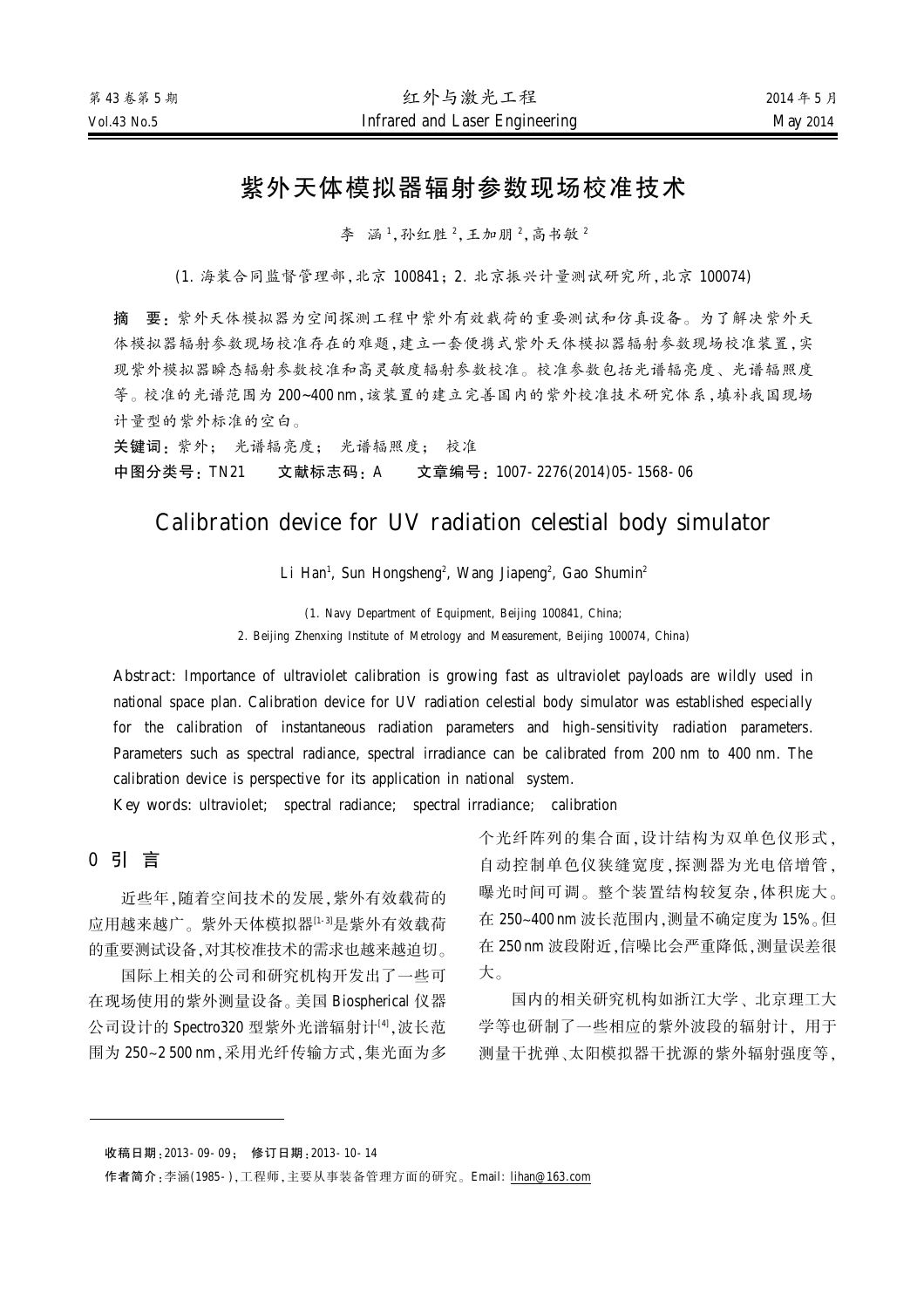# 紫外天体模拟器辐射参数现场校准技术

李　涵[1]，孙红胜[2]，王加朋[2]，高书敏[2]

(1. 海装合同监督管理部，北京 100841；2. 北京振兴计量测试研究所，北京 100074)

**摘　要**：紫外天体模拟器为空间探测工程中紫外有效载荷的重要测试和仿真设备。为了解决紫外天体模拟器辐射参数现场校准存在的难题，建立一套便携式紫外天体模拟器辐射参数现场校准装置，实现紫外模拟器瞬态辐射参数校准和高灵敏度辐射参数校准。校准参数包括光谱辐亮度、光谱辐照度等。校准的光谱范围为 200~400 nm，该装置的建立完善国内的紫外校准技术研究体系，填补我国现场计量型的紫外标准的空白。

**关键词**：紫外；　光谱辐亮度；　光谱辐照度；　校准

**中图分类号**：TN21　　**文献标志码**：A　　**文章编号**：1007-2276(2014)05-1568-06

# Calibration device for UV radiation celestial body simulator

Li Han[1], Sun Hongsheng[2], Wang Jiapeng[2], Gao Shumin[2]

(1. Navy Department of Equipment, Beijing 100841, China;
2. Beijing Zhenxing Institute of Metrology and Measurement, Beijing 100074, China)

**Abstract**: Importance of ultraviolet calibration is growing fast as ultraviolet payloads are wildly used in national space plan. Calibration device for UV radiation celestial body simulator was established especially for the calibration of instantaneous radiation parameters and high-sensitivity radiation parameters. Parameters such as spectral radiance, spectral irradiance can be calibrated from 200 nm to 400 nm. The calibration device is perspective for its application in national system.

**Key words**: ultraviolet;　spectral radiance;　spectral irradiance;　calibration

## 0　引　言

近些年，随着空间技术的发展，紫外有效载荷的应用越来越广。紫外天体模拟器[1-3]是紫外有效载荷的重要测试设备，对其校准技术的需求也越来越迫切。

国际上相关的公司和研究机构开发出了一些可在现场使用的紫外测量设备。美国 Biospherical 仪器公司设计的 Spectro320 型紫外光谱辐射计[4]，波长范围为 250~2 500 nm，采用光纤传输方式，集光面为多个光纤阵列的集合面，设计结构为双单色仪形式，自动控制单色仪狭缝宽度，探测器为光电倍增管，曝光时间可调。整个装置结构较复杂，体积庞大。在 250~400 nm 波长范围内，测量不确定度为 15%。但在 250 nm 波段附近，信噪比会严重降低，测量误差很大。

国内的相关研究机构如浙江大学、北京理工大学等也研制了一些相应的紫外波段的辐射计，用于测量干扰弹、太阳模拟器干扰源的紫外辐射强度等，

---

**收稿日期**：2013-09-09；　**修订日期**：2013-10-14

**作者简介**：李涵(1985-)，工程师，主要从事装备管理方面的研究。Email: lihan@163.com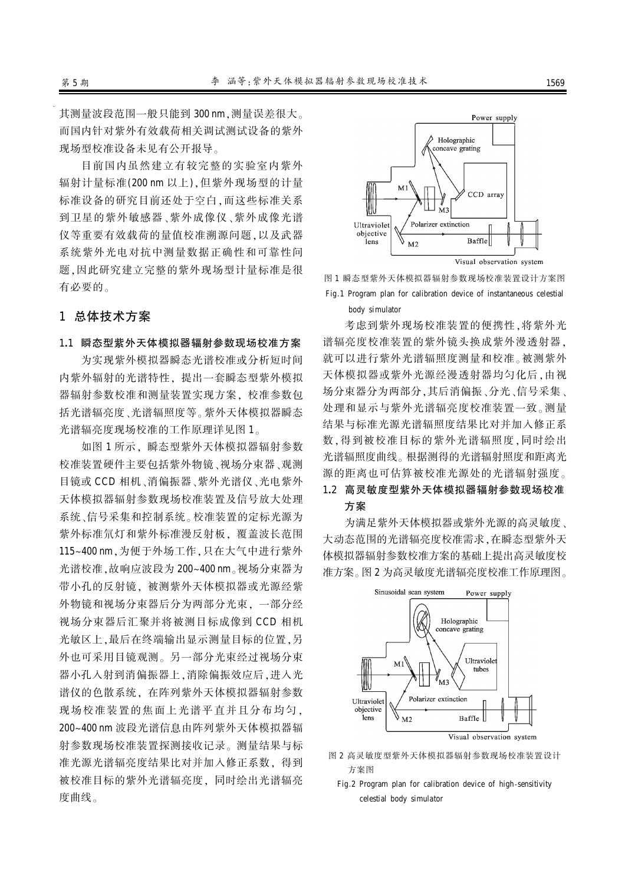其测量波段范围一般只能到 300 nm，测量误差很大。而国内针对紫外有效载荷相关调试测试设备的紫外现场型校准设备未见有公开报导。

目前国内虽然建立有较完整的实验室内紫外辐射计量标准(200 nm 以上)，但紫外现场型的计量标准设备的研究目前还处于空白，而这些标准关系到卫星的紫外敏感器、紫外成像仪、紫外成像光谱仪等重要有效载荷的量值校准溯源问题，以及武器系统紫外光电对抗中测量数据正确性和可靠性问题，因此研究建立完整的紫外现场型计量标准是很有必要的。

## 1 总体技术方案

### 1.1 瞬态型紫外天体模拟器辐射参数现场校准方案

为实现紫外模拟器瞬态光谱校准或分析短时间内紫外辐射的光谱特性，提出一套瞬态型紫外模拟器辐射参数校准和测量装置实现方案，校准参数包括光谱辐亮度、光谱辐照度等。紫外天体模拟器瞬态光谱辐亮度现场校准的工作原理详见图 1。

如图 1 所示，瞬态型紫外天体模拟器辐射参数校准装置硬件主要包括紫外物镜、视场分束器、观测目镜或 CCD 相机、消偏振器、紫外光谱仪、光电紫外天体模拟器辐射参数现场校准装置及信号放大处理系统、信号采集和控制系统。校准装置的定标光源为紫外标准氘灯和紫外标准漫反射板，覆盖波长范围 115~400 nm，为便于外场工作，只在大气中进行紫外光谱校准，故响应波段为 200~400 nm。视场分束器为带小孔的反射镜，被测紫外天体模拟器或光源经紫外物镜和视场分束器后分为两部分光束，一部分经视场分束器后汇聚并将被测目标成像到 CCD 相机光敏区上，最后在终端输出显示测量目标的位置，另外也可采用目镜观测。另一部分光束经过视场分束器小孔入射到消偏振器上，消除偏振效应后，进入光谱仪的色散系统，在阵列紫外天体模拟器辐射参数现场校准装置的焦面上光谱平直并且分布均匀，200~400 nm 波段光谱信息由阵列紫外天体模拟器辐射参数现场校准装置探测接收记录。测量结果与标准光源光谱辐亮度结果比对并加入修正系数，得到被校准目标的紫外光谱辐亮度，同时绘出光谱辐亮度曲线。

图 1 瞬态型紫外天体模拟器辐射参数现场校准装置设计方案图

Fig.1 Program plan for calibration device of instantaneous celestial body simulator

考虑到紫外现场校准装置的便携性，将紫外光谱辐亮度校准装置的紫外镜头换成紫外漫透射器，就可以进行紫外光谱辐照度测量和校准。被测紫外天体模拟器或紫外光源经漫透射器均匀化后，由视场分束器分为两部分，其后消偏振、分光、信号采集、处理和显示与紫外光谱辐亮度校准装置一致。测量结果与标准光源光谱辐照度结果比对并加入修正系数，得到被校准目标的紫外光谱辐照度，同时绘出光谱辐照度曲线。根据测得的光谱辐射照度和距离光源的距离也可估算被校准光源处的光谱辐射强度。

### 1.2 高灵敏度型紫外天体模拟器辐射参数现场校准方案

为满足紫外天体模拟器或紫外光源的高灵敏度、大动态范围的光谱辐亮度校准需求，在瞬态型紫外天体模拟器辐射参数校准方案的基础上提出高灵敏度校准方案。图 2 为高灵敏度光谱辐亮度校准工作原理图。

图 2 高灵敏度型紫外天体模拟器辐射参数现场校准装置设计方案图

Fig.2 Program plan for calibration device of high-sensitivity celestial body simulator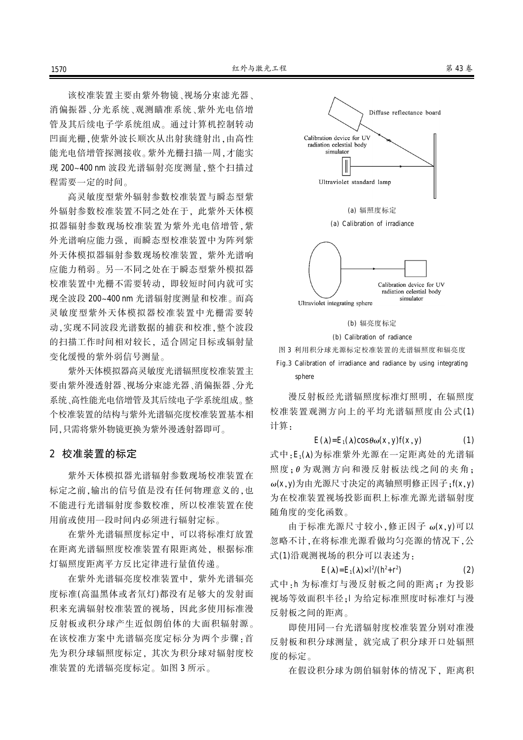该校准装置主要由紫外物镜、视场分束滤光器、消偏振器、分光系统、观测瞄准系统、紫外光电倍增管及其后续电子学系统组成。通过计算机控制转动凹面光栅，使紫外波长顺次从出射狭缝射出，由高性能光电倍增管探测接收。紫外光栅扫描一周，才能实现 200~400 nm 波段光谱辐射亮度测量，整个扫描过程需要一定的时间。

高灵敏度型紫外辐射参数校准装置与瞬态型紫外辐射参数校准装置不同之处在于，此紫外天体模拟器辐射参数现场校准装置为紫外光电倍增管，紫外光谱响应能力强，而瞬态型校准装置中为阵列紫外天体模拟器辐射参数现场校准装置，紫外光谱响应能力稍弱。另一不同之处在于瞬态型紫外模拟器校准装置中光栅不需要转动，即较短时间内就可实现全波段 200~400 nm 光谱辐射度测量和校准。而高灵敏度型紫外天体模拟器校准装置中光栅需要转动，实现不同波段光谱数据的捕获和校准，整个波段的扫描工作时间相对较长，适合固定目标或辐射量变化缓慢的紫外弱信号测量。

紫外天体模拟器高灵敏度光谱辐照度校准装置主要由紫外漫透射器、视场分束滤光器、消偏振器、分光系统、高性能光电倍增管及其后续电子学系统组成。整个校准装置的结构与紫外光谱辐亮度校准装置基本相同，只需将紫外物镜更换为紫外漫透射器即可。

## 2 校准装置的标定

紫外天体模拟器光谱辐射参数现场校准装置在标定之前，输出的信号值是没有任何物理意义的，也不能进行光谱辐射度参数校准，所以校准装置在使用前或使用一段时间内必须进行辐射定标。

在紫外光谱辐照度标定中，可以将标准灯放置在距离光谱辐照度校准装置有限距离处，根据标准灯辐照度距离平方反比定律进行量值传递。

在紫外光谱辐亮度校准装置中，紫外光谱辐亮度标准(高温黑体或者氘灯)都没有足够大的发射面积来充满辐射校准装置的视场，因此多使用标准漫反射板或积分球产生近似朗伯体的大面积辐射源。在该校准方案中光谱辐亮度定标分为两个步骤：首先为积分球辐照度标定，其次为积分球对辐射度校准装置的光谱辐亮度标定。如图 3 所示。

(a) 辐照度标定

(a) Calibration of irradiance

(b) 辐亮度标定

(b) Calibration of radiance

图 3 利用积分球光源标定校准装置的光谱辐照度和辐亮度

Fig.3 Calibration of irradiance and radiance by using integrating sphere

漫反射板经光谱辐照度标准灯照明，在辐照度校准装置观测方向上的平均光谱辐照度由公式(1)计算：

$$E(\lambda)=E_1(\lambda)\cos\theta\omega(x,y)f(x,y) \tag{1}$$

式中：$E_1(\lambda)$为标准紫外光源在一定距离处的光谱辐照度；$\theta$ 为观测方向和漫反射板法线之间的夹角；$\omega(x,y)$为由光源尺寸决定的离轴照明修正因子；$f(x,y)$为在校准装置视场投影面积上标准光源光谱辐射度随角度的变化函数。

由于标准光源尺寸较小，修正因子 $\omega(x,y)$可以忽略不计，在将标准光源看做均匀亮源的情况下，公式(1)沿观测视场的积分可以表述为：

$$E(\lambda)=E_1(\lambda)\times l^2/(h^2+r^2) \tag{2}$$

式中：$h$ 为标准灯与漫反射板之间的距离；$r$ 为投影视场等效面积半径；$l$ 为给定标准照度时标准灯与漫反射板之间的距离。

即使用同一台光谱辐射度校准装置分别对准漫反射板和积分球测量，就完成了积分球开口处辐照度的标定。

在假设积分球为朗伯辐射体的情况下，距离积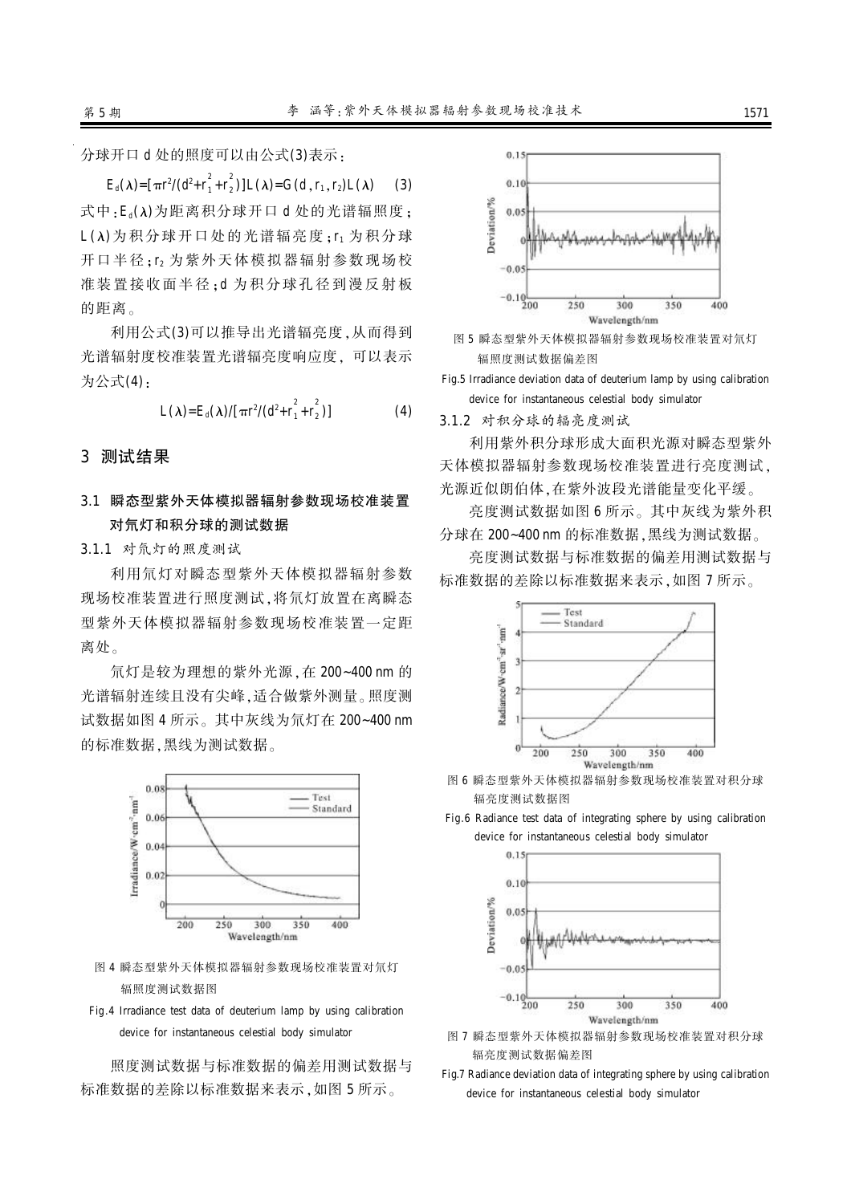分球开口 d 处的照度可以由公式(3)表示：

$$E_d(\lambda)=[\pi r^2/(d^2+r_1^2+r_2^2)]L(\lambda)=G(d,r_1,r_2)L(\lambda) \quad (3)$$

式中：$E_d(\lambda)$为距离积分球开口 d 处的光谱辐照度；$L(\lambda)$为积分球开口处的光谱辐亮度；$r_1$ 为积分球开口半径；$r_2$ 为紫外天体模拟器辐射参数现场校准装置接收面半径；d 为积分球孔径到漫反射板的距离。

利用公式(3)可以推导出光谱辐亮度，从而得到光谱辐射度校准装置光谱辐亮度响应度，可以表示为公式(4)：

$$L(\lambda)=E_d(\lambda)/[\pi r^2/(d^2+r_1^2+r_2^2)] \quad (4)$$

## 3 测试结果

### 3.1 瞬态型紫外天体模拟器辐射参数现场校准装置对氘灯和积分球的测试数据

#### 3.1.1 对氘灯的照度测试

利用氘灯对瞬态型紫外天体模拟器辐射参数现场校准装置进行照度测试，将氘灯放置在离瞬态型紫外天体模拟器辐射参数现场校准装置一定距离处。

氘灯是较为理想的紫外光源，在 200~400 nm 的光谱辐射连续且没有尖峰，适合做紫外测量。照度测试数据如图 4 所示。其中灰线为氘灯在 200~400 nm 的标准数据，黑线为测试数据。

图 4 瞬态型紫外天体模拟器辐射参数现场校准装置对氘灯辐照度测试数据图

Fig.4 Irradiance test data of deuterium lamp by using calibration device for instantaneous celestial body simulator

照度测试数据与标准数据的偏差用测试数据与标准数据的差除以标准数据来表示，如图 5 所示。

图 5 瞬态型紫外天体模拟器辐射参数现场校准装置对氘灯辐照度测试数据偏差图

Fig.5 Irradiance deviation data of deuterium lamp by using calibration device for instantaneous celestial body simulator

#### 3.1.2 对积分球的辐亮度测试

利用紫外积分球形成大面积光源对瞬态型紫外天体模拟器辐射参数现场校准装置进行亮度测试，光源近似朗伯体，在紫外波段光谱能量变化平缓。

亮度测试数据如图 6 所示。其中灰线为紫外积分球在 200~400 nm 的标准数据，黑线为测试数据。

亮度测试数据与标准数据的偏差用测试数据与标准数据的差除以标准数据来表示，如图 7 所示。

图 6 瞬态型紫外天体模拟器辐射参数现场校准装置对积分球辐亮度测试数据图

Fig.6 Radiance test data of integrating sphere by using calibration device for instantaneous celestial body simulator

图 7 瞬态型紫外天体模拟器辐射参数现场校准装置对积分球辐亮度测试数据偏差图

Fig.7 Radiance deviation data of integrating sphere by using calibration device for instantaneous celestial body simulator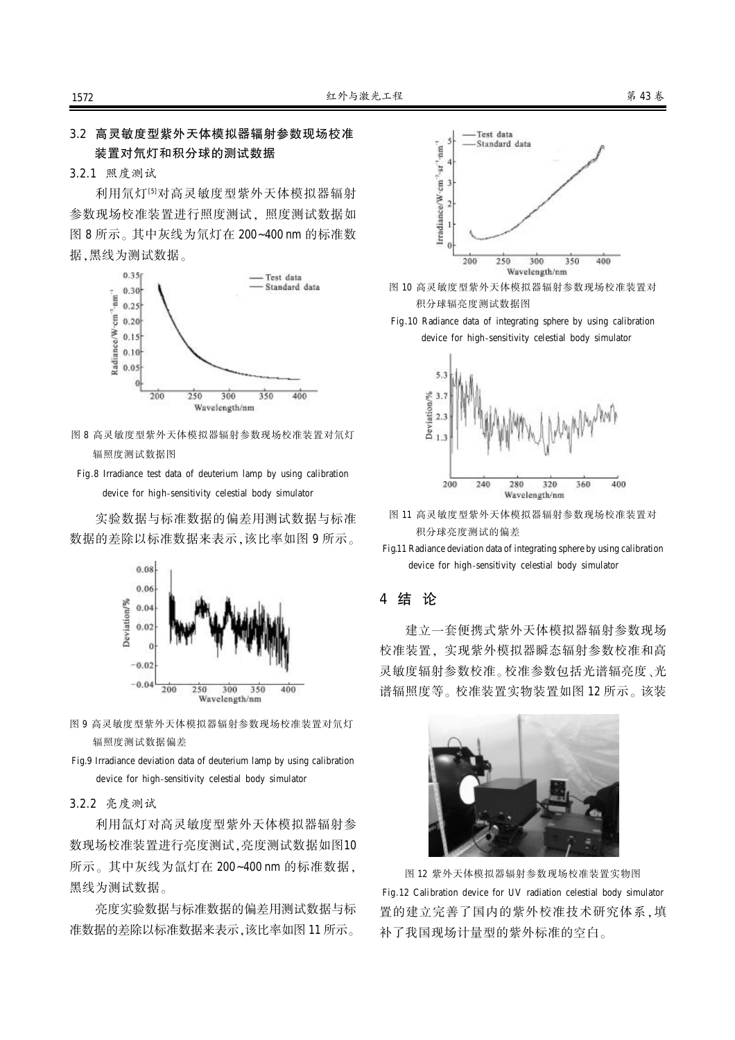### 3.2 高灵敏度型紫外天体模拟器辐射参数现场校准装置对氘灯和积分球的测试数据

#### 3.2.1 照度测试

利用氘灯[5]对高灵敏度型紫外天体模拟器辐射参数现场校准装置进行照度测试，照度测试数据如图 8 所示。其中灰线为氘灯在 200~400 nm 的标准数据，黑线为测试数据。

图 8 高灵敏度型紫外天体模拟器辐射参数现场校准装置对氘灯辐照度测试数据图

Fig.8 Irradiance test data of deuterium lamp by using calibration device for high-sensitivity celestial body simulator

实验数据与标准数据的偏差用测试数据与标准数据的差除以标准数据来表示，该比率如图 9 所示。

图 9 高灵敏度型紫外天体模拟器辐射参数现场校准装置对氘灯辐照度测试数据偏差

Fig.9 Irradiance deviation data of deuterium lamp by using calibration device for high-sensitivity celestial body simulator

#### 3.2.2 亮度测试

利用氙灯对高灵敏度型紫外天体模拟器辐射参数现场校准装置进行亮度测试，亮度测试数据如图10所示。其中灰线为氙灯在 200~400 nm 的标准数据，黑线为测试数据。

亮度实验数据与标准数据的偏差用测试数据与标准数据的差除以标准数据来表示，该比率如图 11 所示。

图 10 高灵敏度型紫外天体模拟器辐射参数现场校准装置对积分球辐亮度测试数据图

Fig.10 Radiance data of integrating sphere by using calibration device for high-sensitivity celestial body simulator

图 11 高灵敏度型紫外天体模拟器辐射参数现场校准装置对积分球亮度测试的偏差

Fig.11 Radiance deviation data of integrating sphere by using calibration device for high-sensitivity celestial body simulator

## 4 结 论

建立一套便携式紫外天体模拟器辐射参数现场校准装置，实现紫外模拟器瞬态辐射参数校准和高灵敏度辐射参数校准。校准参数包括光谱辐亮度、光谱辐照度等。校准装置实物装置如图 12 所示。该装置的建立完善了国内的紫外校准技术研究体系，填补了我国现场计量型的紫外标准的空白。

图 12 紫外天体模拟器辐射参数现场校准装置实物图

Fig.12 Calibration device for UV radiation celestial body simulator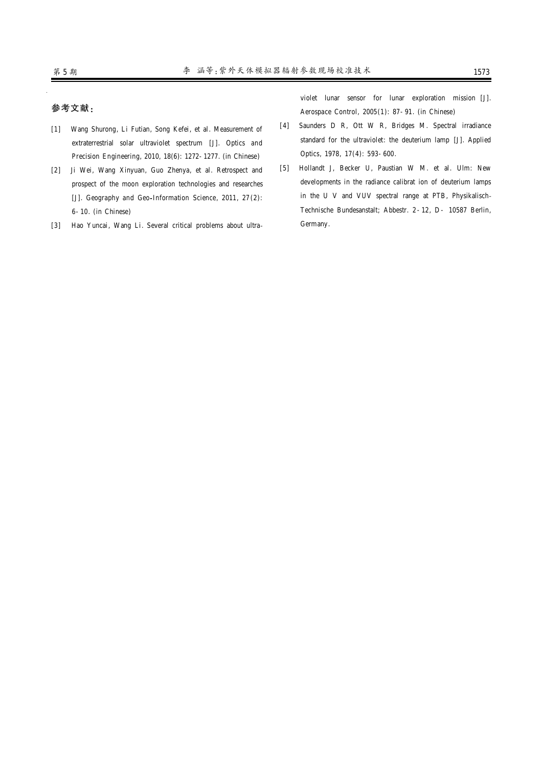## 参考文献：

[1] Wang Shurong, Li Futian, Song Kefei, et al. Measurement of extraterrestrial solar ultraviolet spectrum [J]. Optics and Precision Engineering, 2010, 18(6): 1272- 1277. (in Chinese)

[2] Ji Wei, Wang Xinyuan, Guo Zhenya, et al. Retrospect and prospect of the moon exploration technologies and researches [J]. Geography and Geo-Information Science, 2011, 27(2): 6- 10. (in Chinese)

[3] Hao Yuncai, Wang Li. Several critical problems about ultra-violet lunar sensor for lunar exploration mission [J]. Aerospace Control, 2005(1): 87- 91. (in Chinese)

[4] Saunders D R, Ott W R, Bridges M. Spectral irradiance standard for the ultraviolet: the deuterium lamp [J]. Applied Optics, 1978, 17(4): 593- 600.

[5] Hollandt J, Becker U, Paustian W M. et al. Ulm: New developments in the radiance calibrat ion of deuterium lamps in the U V and VUV spectral range at PTB, Physikalisch-Technische Bundesanstalt; Abbestr. 2- 12, D- 10587 Berlin, Germany.